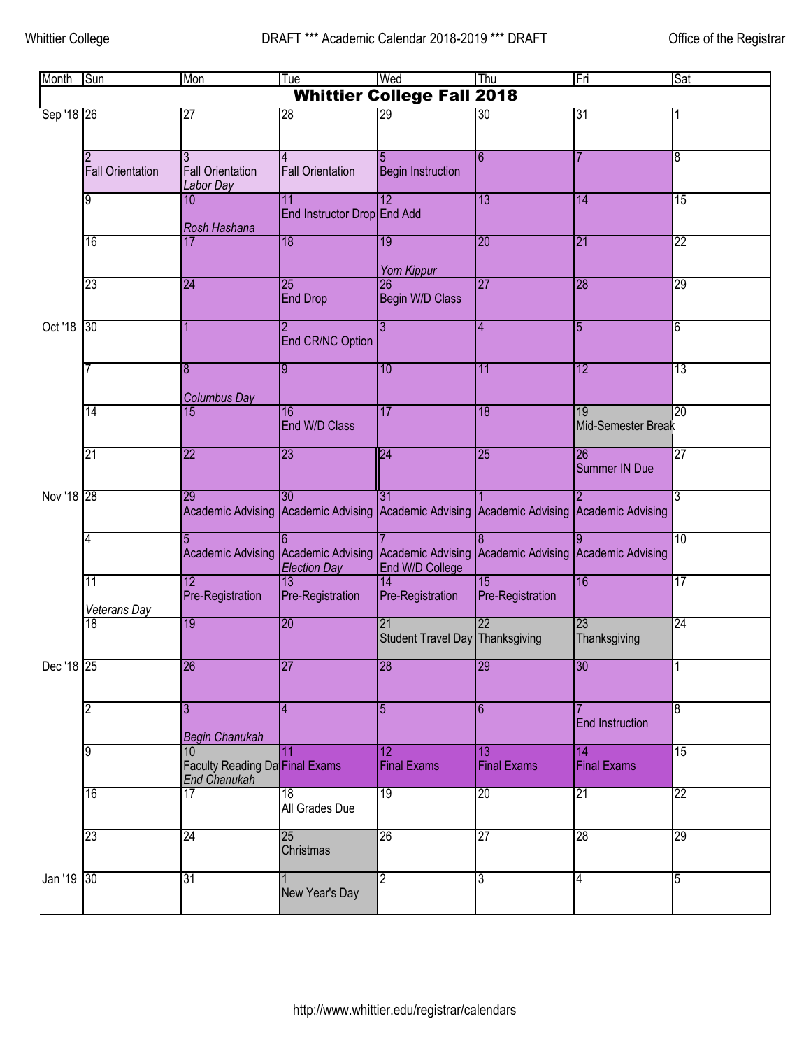Whittier College | DRAFT *** Academic Calendar 2018-2019 *** DRAFT | Office of the Registrar

| Month | Sun | Mon | Tue | Wed | Thu | Fri | Sat |
|---|---|---|---|---|---|---|---|
| **Whittier College Fall 2018** | | | | | | | |
| Sep '18 | 26 | 27 | 28 | 29 | 30 | 31 | 1 |
| | 2 Fall Orientation | 3 Fall Orientation *Labor Day* | 4 Fall Orientation | 5 Begin Instruction | 6 | 7 | 8 |
| | 9 | 10 *Rosh Hashana* | 11 End Instructor Drop | 12 End Add | 13 | 14 | 15 |
| | 16 | 17 | 18 | 19 *Yom Kippur* | 20 | 21 | 22 |
| | 23 | 24 | 25 End Drop | 26 Begin W/D Class | 27 | 28 | 29 |
| Oct '18 | 30 | 1 | 2 End CR/NC Option | 3 | 4 | 5 | 6 |
| | 7 | 8 *Columbus Day* | 9 | 10 | 11 | 12 | 13 |
| | 14 | 15 | 16 End W/D Class | 17 | 18 | 19 Mid-Semester Break | 20 |
| | 21 | 22 | 23 | 24 | 25 | 26 Summer IN Due | 27 |
| Nov '18 | 28 | 29 Academic Advising | 30 Academic Advising | 31 Academic Advising | 1 Academic Advising | 2 Academic Advising | 3 |
| | 4 | 5 Academic Advising | 6 Academic Advising *Election Day* | 7 Academic Advising End W/D College | 8 Academic Advising | 9 Academic Advising | 10 |
| | 11 *Veterans Day* | 12 Pre-Registration | 13 Pre-Registration | 14 Pre-Registration | 15 Pre-Registration | 16 | 17 |
| | 18 | 19 | 20 | 21 Student Travel Day | 22 Thanksgiving | 23 Thanksgiving | 24 |
| Dec '18 | 25 | 26 | 27 | 28 | 29 | 30 | 1 |
| | 2 | 3 *Begin Chanukah* | 4 | 5 | 6 | 7 End Instruction | 8 |
| | 9 | 10 Faculty Reading Da *End Chanukah* | 11 Final Exams | 12 Final Exams | 13 Final Exams | 14 Final Exams | 15 |
| | 16 | 17 | 18 All Grades Due | 19 | 20 | 21 | 22 |
| | 23 | 24 | 25 Christmas | 26 | 27 | 28 | 29 |
| Jan '19 | 30 | 31 | 1 New Year's Day | 2 | 3 | 4 | 5 |

http://www.whittier.edu/registrar/calendars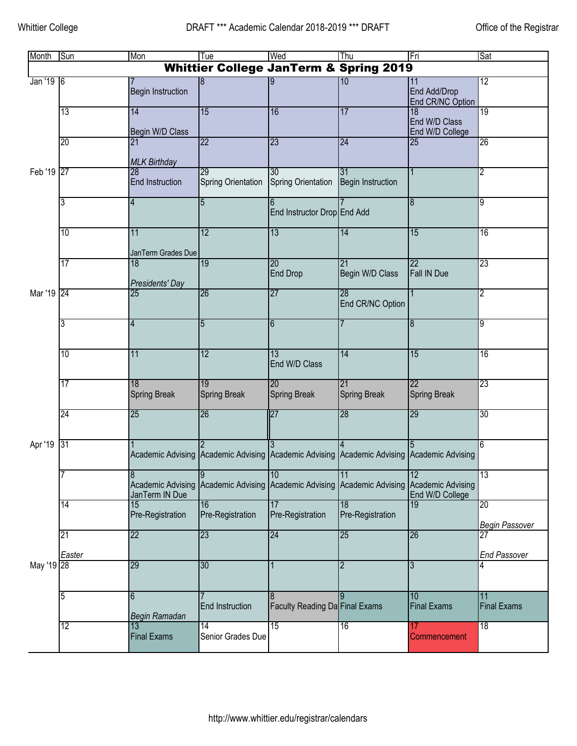Whittier College DRAFT *** Academic Calendar 2018-2019 *** DRAFT Office of the Registrar

| Month | Sun | Mon | Tue | Wed | Thu | Fri | Sat |
|---|---|---|---|---|---|---|---|
| **Whittier College JanTerm & Spring 2019** | | | | | | | |
| Jan '19 | 6 | 7 Begin Instruction | 8 | 9 | 10 | 11 End Add/Drop End CR/NC Option | 12 |
| | 13 | 14 Begin W/D Class | 15 | 16 | 17 | 18 End W/D Class End W/D College | 19 |
| | 20 | 21 *MLK Birthday* | 22 | 23 | 24 | 25 | 26 |
| Feb '19 | 27 | 28 End Instruction | 29 Spring Orientation | 30 Spring Orientation | 31 Begin Instruction | 1 | 2 |
| | 3 | 4 | 5 | 6 End Instructor Drop | 7 End Add | 8 | 9 |
| | 10 | 11 JanTerm Grades Due | 12 | 13 | 14 | 15 | 16 |
| | 17 | 18 *Presidents' Day* | 19 | 20 End Drop | 21 Begin W/D Class | 22 Fall IN Due | 23 |
| Mar '19 | 24 | 25 | 26 | 27 | 28 End CR/NC Option | 1 | 2 |
| | 3 | 4 | 5 | 6 | 7 | 8 | 9 |
| | 10 | 11 | 12 | 13 End W/D Class | 14 | 15 | 16 |
| | 17 | 18 Spring Break | 19 Spring Break | 20 Spring Break | 21 Spring Break | 22 Spring Break | 23 |
| | 24 | 25 | 26 | 27 | 28 | 29 | 30 |
| Apr '19 | 31 | 1 Academic Advising | 2 Academic Advising | 3 Academic Advising | 4 Academic Advising | 5 Academic Advising | 6 |
| | 7 | 8 Academic Advising JanTerm IN Due | 9 Academic Advising | 10 Academic Advising | 11 Academic Advising | 12 Academic Advising End W/D College | 13 |
| | 14 | 15 Pre-Registration | 16 Pre-Registration | 17 Pre-Registration | 18 Pre-Registration | 19 | 20 *Begin Passover* |
| | 21 *Easter* | 22 | 23 | 24 | 25 | 26 | 27 *End Passover* |
| May '19 | 28 | 29 | 30 | 1 | 2 | 3 | 4 |
| | 5 | 6 *Begin Ramadan* | 7 End Instruction | 8 Faculty Reading Da | 9 Final Exams | 10 Final Exams | 11 Final Exams |
| | 12 | 13 Final Exams | 14 Senior Grades Due | 15 | 16 | 17 Commencement | 18 |

http://www.whittier.edu/registrar/calendars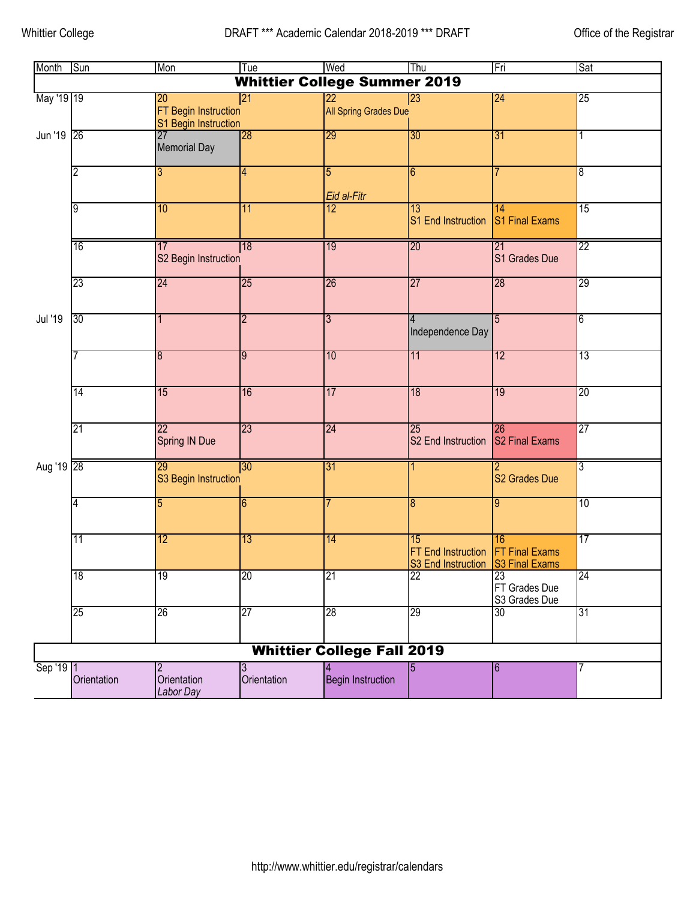Whittier College DRAFT *** Academic Calendar 2018-2019 *** DRAFT Office of the Registrar

| Month | Sun | Mon | Tue | Wed | Thu | Fri | Sat |
|---|---|---|---|---|---|---|---|
| **Whittier College Summer 2019** | | | | | | | |
| May '19 | 19 | 20 FT Begin Instruction S1 Begin Instruction | 21 | 22 All Spring Grades Due | 23 | 24 | 25 |
| Jun '19 | 26 | 27 Memorial Day | 28 | 29 | 30 | 31 | 1 |
| | 2 | 3 | 4 | 5 *Eid al-Fitr* | 6 | 7 | 8 |
| | 9 | 10 | 11 | 12 | 13 S1 End Instruction | 14 S1 Final Exams | 15 |
| | 16 | 17 S2 Begin Instruction | 18 | 19 | 20 | 21 S1 Grades Due | 22 |
| | 23 | 24 | 25 | 26 | 27 | 28 | 29 |
| Jul '19 | 30 | 1 | 2 | 3 | 4 Independence Day | 5 | 6 |
| | 7 | 8 | 9 | 10 | 11 | 12 | 13 |
| | 14 | 15 | 16 | 17 | 18 | 19 | 20 |
| | 21 | 22 Spring IN Due | 23 | 24 | 25 S2 End Instruction | 26 S2 Final Exams | 27 |
| Aug '19 | 28 | 29 S3 Begin Instruction | 30 | 31 | 1 | 2 S2 Grades Due | 3 |
| | 4 | 5 | 6 | 7 | 8 | 9 | 10 |
| | 11 | 12 | 13 | 14 | 15 FT End Instruction S3 End Instruction | 16 FT Final Exams S3 Final Exams | 17 |
| | 18 | 19 | 20 | 21 | 22 | 23 FT Grades Due S3 Grades Due | 24 |
| | 25 | 26 | 27 | 28 | 29 | 30 | 31 |
| **Whittier College Fall 2019** | | | | | | | |
| Sep '19 | 1 Orientation | 2 Orientation *Labor Day* | 3 Orientation | 4 Begin Instruction | 5 | 6 | 7 |

http://www.whittier.edu/registrar/calendars